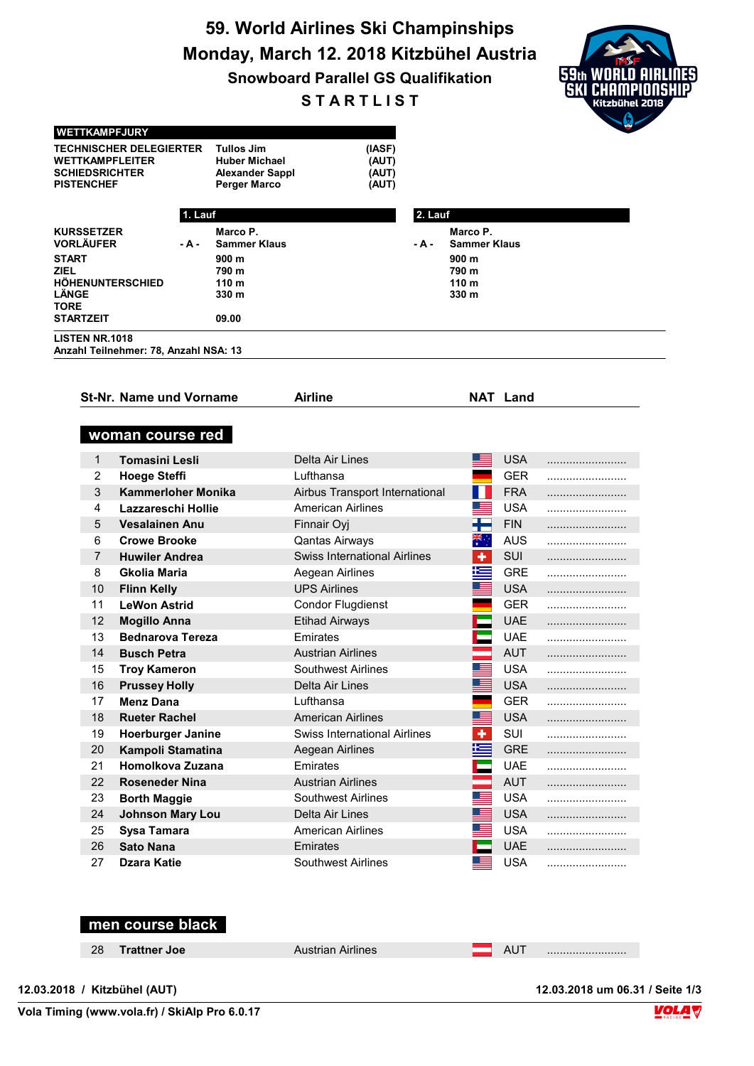# 59. World Airlines Ski Champinships

## Monday, March 12. 2018 Kitzbühel Austria

### Snowboard Parallel GS Qualifikation

### STARTLIST

| WETTKAMPFJURY | | |
|---|---|---|
| TECHNISCHER DELEGIERTER | Tullos Jim | (IASF) |
| WETTKAMPFLEITER | Huber Michael | (AUT) |
| SCHIEDSRICHTER | Alexander Sappl | (AUT) |
| PISTENCHEF | Perger Marco | (AUT) |

| | | 1. Lauf | | 2. Lauf |
|---|---|---|---|---|
| KURSSETZER | | Marco P. | | Marco P. |
| VORLÄUFER | - A - | Sammer Klaus | - A - | Sammer Klaus |
| START | | 900 m | | 900 m |
| ZIEL | | 790 m | | 790 m |
| HÖHENUNTERSCHIED | | 110 m | | 110 m |
| LÄNGE | | 330 m | | 330 m |
| TORE | | | | |
| STARTZEIT | | 09.00 | | |

LISTEN NR.1018
Anzahl Teilnehmer: 78, Anzahl NSA: 13

| St-Nr. | Name und Vorname | Airline | NAT | Land |
|---|---|---|---|---|
| **woman course red** | | | | |
| 1 | **Tomasini Lesli** | Delta Air Lines | USA | ......................... |
| 2 | **Hoege Steffi** | Lufthansa | GER | ......................... |
| 3 | **Kammerloher Monika** | Airbus Transport International | FRA | ......................... |
| 4 | **Lazzareschi Hollie** | American Airlines | USA | ......................... |
| 5 | **Vesalainen Anu** | Finnair Oyj | FIN | ......................... |
| 6 | **Crowe Brooke** | Qantas Airways | AUS | ......................... |
| 7 | **Huwiler Andrea** | Swiss International Airlines | SUI | ......................... |
| 8 | **Gkolia Maria** | Aegean Airlines | GRE | ......................... |
| 10 | **Flinn Kelly** | UPS Airlines | USA | ......................... |
| 11 | **LeWon Astrid** | Condor Flugdienst | GER | ......................... |
| 12 | **Mogillo Anna** | Etihad Airways | UAE | ......................... |
| 13 | **Bednarova Tereza** | Emirates | UAE | ......................... |
| 14 | **Busch Petra** | Austrian Airlines | AUT | ......................... |
| 15 | **Troy Kameron** | Southwest Airlines | USA | ......................... |
| 16 | **Prussey Holly** | Delta Air Lines | USA | ......................... |
| 17 | **Menz Dana** | Lufthansa | GER | ......................... |
| 18 | **Rueter Rachel** | American Airlines | USA | ......................... |
| 19 | **Hoerburger Janine** | Swiss International Airlines | SUI | ......................... |
| 20 | **Kampoli Stamatina** | Aegean Airlines | GRE | ......................... |
| 21 | **Homolkova Zuzana** | Emirates | UAE | ......................... |
| 22 | **Roseneder Nina** | Austrian Airlines | AUT | ......................... |
| 23 | **Borth Maggie** | Southwest Airlines | USA | ......................... |
| 24 | **Johnson Mary Lou** | Delta Air Lines | USA | ......................... |
| 25 | **Sysa Tamara** | American Airlines | USA | ......................... |
| 26 | **Sato Nana** | Emirates | UAE | ......................... |
| 27 | **Dzara Katie** | Southwest Airlines | USA | ......................... |
| **men course black** | | | | |
| 28 | **Trattner Joe** | Austrian Airlines | AUT | ......................... |

12.03.2018 / Kitzbühel (AUT)

12.03.2018 um 06.31

Vola Timing (www.vola.fr) / SkiAlp Pro 6.0.17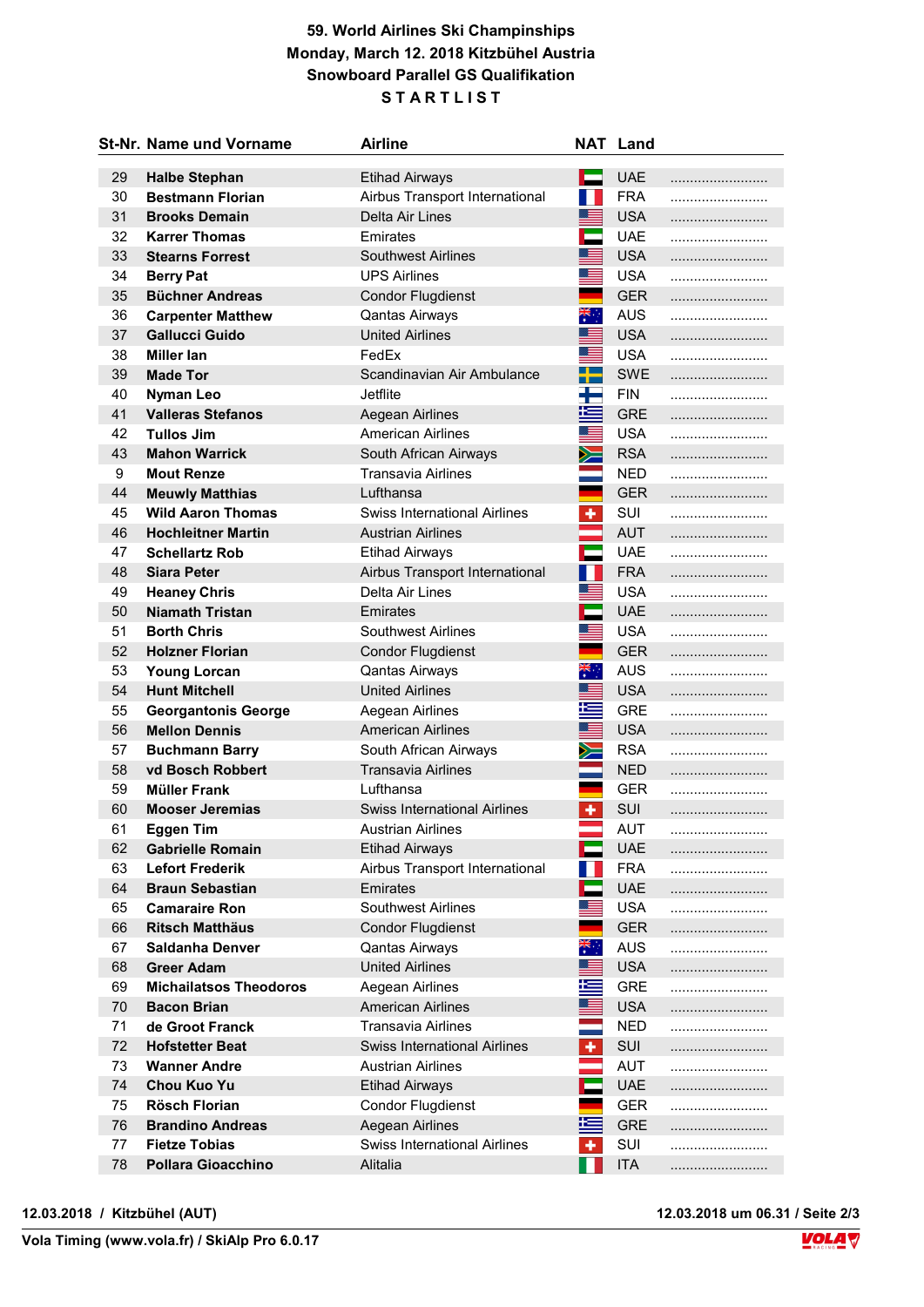# 59. World Airlines Ski Champinships
## Monday, March 12. 2018 Kitzbühel Austria
## Snowboard Parallel GS Qualifikation
## STARTLIST

| St-Nr. | Name und Vorname | Airline | NAT | Land | |
|---|---|---|---|---|---|
| 29 | **Halbe Stephan** | Etihad Airways | | UAE | ......................... |
| 30 | **Bestmann Florian** | Airbus Transport International | | FRA | ......................... |
| 31 | **Brooks Demain** | Delta Air Lines | | USA | ......................... |
| 32 | **Karrer Thomas** | Emirates | | UAE | ......................... |
| 33 | **Stearns Forrest** | Southwest Airlines | | USA | ......................... |
| 34 | **Berry Pat** | UPS Airlines | | USA | ......................... |
| 35 | **Büchner Andreas** | Condor Flugdienst | | GER | ......................... |
| 36 | **Carpenter Matthew** | Qantas Airways | | AUS | ......................... |
| 37 | **Gallucci Guido** | United Airlines | | USA | ......................... |
| 38 | **Miller Ian** | FedEx | | USA | ......................... |
| 39 | **Made Tor** | Scandinavian Air Ambulance | | SWE | ......................... |
| 40 | **Nyman Leo** | Jetflite | | FIN | ......................... |
| 41 | **Valleras Stefanos** | Aegean Airlines | | GRE | ......................... |
| 42 | **Tullos Jim** | American Airlines | | USA | ......................... |
| 43 | **Mahon Warrick** | South African Airways | | RSA | ......................... |
| 9 | **Mout Renze** | Transavia Airlines | | NED | ......................... |
| 44 | **Meuwly Matthias** | Lufthansa | | GER | ......................... |
| 45 | **Wild Aaron Thomas** | Swiss International Airlines | | SUI | ......................... |
| 46 | **Hochleitner Martin** | Austrian Airlines | | AUT | ......................... |
| 47 | **Schellartz Rob** | Etihad Airways | | UAE | ......................... |
| 48 | **Siara Peter** | Airbus Transport International | | FRA | ......................... |
| 49 | **Heaney Chris** | Delta Air Lines | | USA | ......................... |
| 50 | **Niamath Tristan** | Emirates | | UAE | ......................... |
| 51 | **Borth Chris** | Southwest Airlines | | USA | ......................... |
| 52 | **Holzner Florian** | Condor Flugdienst | | GER | ......................... |
| 53 | **Young Lorcan** | Qantas Airways | | AUS | ......................... |
| 54 | **Hunt Mitchell** | United Airlines | | USA | ......................... |
| 55 | **Georgantonis George** | Aegean Airlines | | GRE | ......................... |
| 56 | **Mellon Dennis** | American Airlines | | USA | ......................... |
| 57 | **Buchmann Barry** | South African Airways | | RSA | ......................... |
| 58 | **vd Bosch Robbert** | Transavia Airlines | | NED | ......................... |
| 59 | **Müller Frank** | Lufthansa | | GER | ......................... |
| 60 | **Mooser Jeremias** | Swiss International Airlines | | SUI | ......................... |
| 61 | **Eggen Tim** | Austrian Airlines | | AUT | ......................... |
| 62 | **Gabrielle Romain** | Etihad Airways | | UAE | ......................... |
| 63 | **Lefort Frederik** | Airbus Transport International | | FRA | ......................... |
| 64 | **Braun Sebastian** | Emirates | | UAE | ......................... |
| 65 | **Camaraire Ron** | Southwest Airlines | | USA | ......................... |
| 66 | **Ritsch Matthäus** | Condor Flugdienst | | GER | ......................... |
| 67 | **Saldanha Denver** | Qantas Airways | | AUS | ......................... |
| 68 | **Greer Adam** | United Airlines | | USA | ......................... |
| 69 | **Michailatsos Theodoros** | Aegean Airlines | | GRE | ......................... |
| 70 | **Bacon Brian** | American Airlines | | USA | ......................... |
| 71 | **de Groot Franck** | Transavia Airlines | | NED | ......................... |
| 72 | **Hofstetter Beat** | Swiss International Airlines | | SUI | ......................... |
| 73 | **Wanner Andre** | Austrian Airlines | | AUT | ......................... |
| 74 | **Chou Kuo Yu** | Etihad Airways | | UAE | ......................... |
| 75 | **Rösch Florian** | Condor Flugdienst | | GER | ......................... |
| 76 | **Brandino Andreas** | Aegean Airlines | | GRE | ......................... |
| 77 | **Fietze Tobias** | Swiss International Airlines | | SUI | ......................... |
| 78 | **Pollara Gioacchino** | Alitalia | | ITA | ......................... |

**12.03.2018 / Kitzbühel (AUT)** **12.03.2018 um 06.31**

**Vola Timing (www.vola.fr) / SkiAlp Pro 6.0.17**